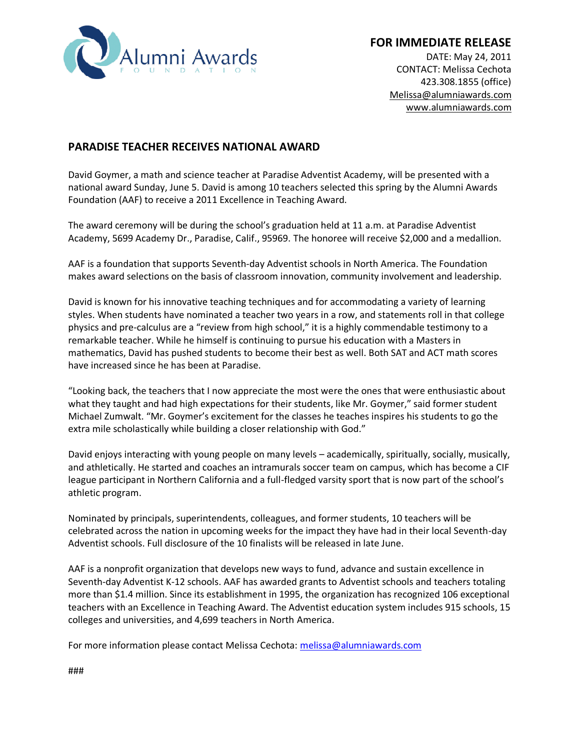Alumni Awards
FOUNDATION

**FOR IMMEDIATE RELEASE**
DATE: May 24, 2011
CONTACT: Melissa Cechota
423.308.1855 (office)
Melissa@alumniawards.com
www.alumniawards.com

## PARADISE TEACHER RECEIVES NATIONAL AWARD

David Goymer, a math and science teacher at Paradise Adventist Academy, will be presented with a national award Sunday, June 5. David is among 10 teachers selected this spring by the Alumni Awards Foundation (AAF) to receive a 2011 Excellence in Teaching Award.

The award ceremony will be during the school's graduation held at 11 a.m. at Paradise Adventist Academy, 5699 Academy Dr., Paradise, Calif., 95969. The honoree will receive $2,000 and a medallion.

AAF is a foundation that supports Seventh-day Adventist schools in North America. The Foundation makes award selections on the basis of classroom innovation, community involvement and leadership.

David is known for his innovative teaching techniques and for accommodating a variety of learning styles. When students have nominated a teacher two years in a row, and statements roll in that college physics and pre-calculus are a "review from high school," it is a highly commendable testimony to a remarkable teacher. While he himself is continuing to pursue his education with a Masters in mathematics, David has pushed students to become their best as well. Both SAT and ACT math scores have increased since he has been at Paradise.

"Looking back, the teachers that I now appreciate the most were the ones that were enthusiastic about what they taught and had high expectations for their students, like Mr. Goymer," said former student Michael Zumwalt. "Mr. Goymer's excitement for the classes he teaches inspires his students to go the extra mile scholastically while building a closer relationship with God."

David enjoys interacting with young people on many levels – academically, spiritually, socially, musically, and athletically. He started and coaches an intramurals soccer team on campus, which has become a CIF league participant in Northern California and a full-fledged varsity sport that is now part of the school's athletic program.

Nominated by principals, superintendents, colleagues, and former students, 10 teachers will be celebrated across the nation in upcoming weeks for the impact they have had in their local Seventh-day Adventist schools. Full disclosure of the 10 finalists will be released in late June.

AAF is a nonprofit organization that develops new ways to fund, advance and sustain excellence in Seventh-day Adventist K-12 schools. AAF has awarded grants to Adventist schools and teachers totaling more than $1.4 million. Since its establishment in 1995, the organization has recognized 106 exceptional teachers with an Excellence in Teaching Award. The Adventist education system includes 915 schools, 15 colleges and universities, and 4,699 teachers in North America.

For more information please contact Melissa Cechota: melissa@alumniawards.com

###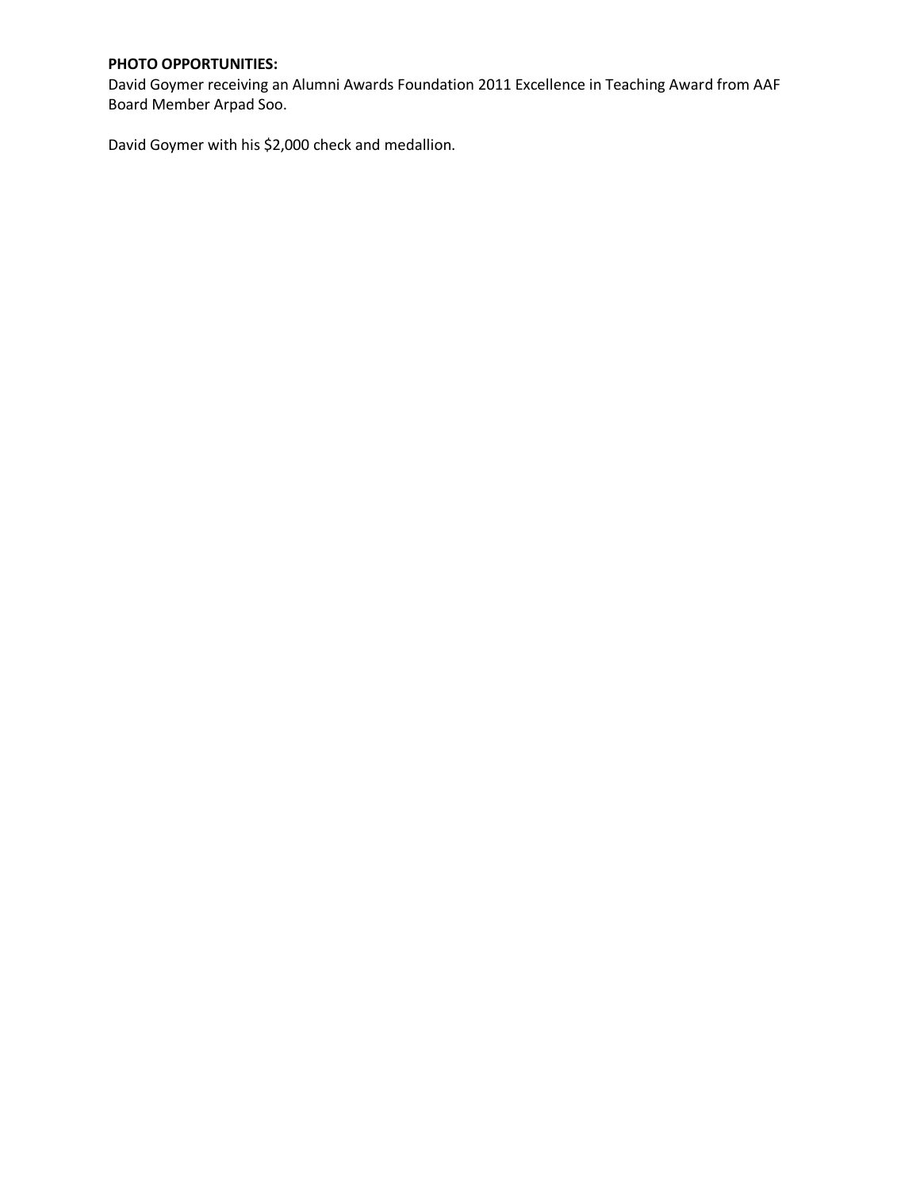**PHOTO OPPORTUNITIES:**
David Goymer receiving an Alumni Awards Foundation 2011 Excellence in Teaching Award from AAF Board Member Arpad Soo.

David Goymer with his $2,000 check and medallion.